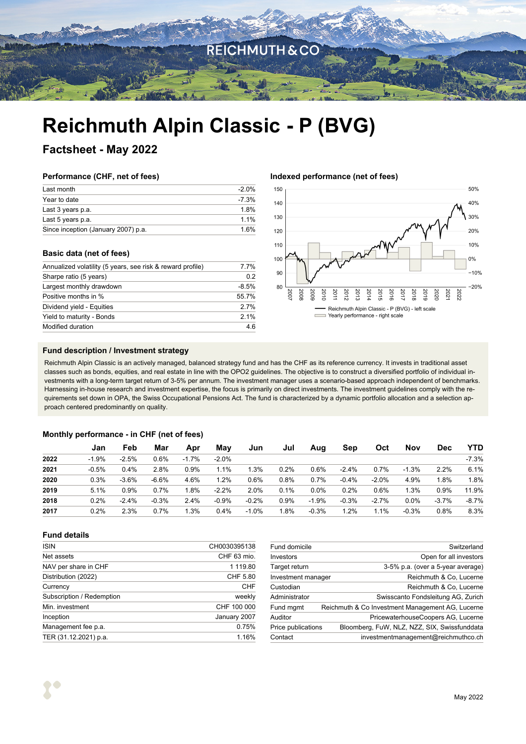REICHMUTH & CO

# Reichmuth Alpin Classic - P (BVG)

## Factsheet - May 2022

### Performance (CHF, net of fees)

| | |
|---|---|
| Last month | -2.0% |
| Year to date | -7.3% |
| Last 3 years p.a. | 1.8% |
| Last 5 years p.a. | 1.1% |
| Since inception (January 2007) p.a. | 1.6% |

### Indexed performance (net of fees)

Reichmuth Alpin Classic - P (BVG) - left scale
Yearly performance - right scale

### Basic data (net of fees)

| | |
|---|---|
| Annualized volatility (5 years, see risk & reward profile) | 7.7% |
| Sharpe ratio (5 years) | 0.2 |
| Largest monthly drawdown | -8.5% |
| Positive months in % | 55.7% |
| Dividend yield - Equities | 2.7% |
| Yield to maturity - Bonds | 2.1% |
| Modified duration | 4.6 |

### Fund description / Investment strategy

Reichmuth Alpin Classic is an actively managed, balanced strategy fund and has the CHF as its reference currency. It invests in traditional asset classes such as bonds, equities, and real estate in line with the OPO2 guidelines. The objective is to construct a diversified portfolio of individual investments with a long-term target return of 3-5% per annum. The investment manager uses a scenario-based approach independent of benchmarks. Harnessing in-house research and investment expertise, the focus is primarily on direct investments. The investment guidelines comply with the requirements set down in OPA, the Swiss Occupational Pensions Act. The fund is characterized by a dynamic portfolio allocation and a selection approach centered predominantly on quality.

### Monthly performance - in CHF (net of fees)

| | Jan | Feb | Mar | Apr | May | Jun | Jul | Aug | Sep | Oct | Nov | Dec | YTD |
|---|---|---|---|---|---|---|---|---|---|---|---|---|---|
| **2022** | -1.9% | -2.5% | 0.6% | -1.7% | -2.0% | | | | | | | | -7.3% |
| **2021** | -0.5% | 0.4% | 2.8% | 0.9% | 1.1% | 1.3% | 0.2% | 0.6% | -2.4% | 0.7% | -1.3% | 2.2% | 6.1% |
| **2020** | 0.3% | -3.6% | -6.6% | 4.6% | 1.2% | 0.6% | 0.8% | 0.7% | -0.4% | -2.0% | 4.9% | 1.8% | 1.8% |
| **2019** | 5.1% | 0.9% | 0.7% | 1.8% | -2.2% | 2.0% | 0.1% | 0.0% | 0.2% | 0.6% | 1.3% | 0.9% | 11.9% |
| **2018** | 0.2% | -2.4% | -0.3% | 2.4% | -0.9% | -0.2% | 0.9% | -1.9% | -0.3% | -2.7% | 0.0% | -3.7% | -8.7% |
| **2017** | 0.2% | 2.3% | 0.7% | 1.3% | 0.4% | -1.0% | 1.8% | -0.3% | 1.2% | 1.1% | -0.3% | 0.8% | 8.3% |

### Fund details

| | |
|---|---|
| ISIN | CH0030395138 |
| Net assets | CHF 63 mio. |
| NAV per share in CHF | 1 119.80 |
| Distribution (2022) | CHF 5.80 |
| Currency | CHF |
| Subscription / Redemption | weekly |
| Min. investment | CHF 100 000 |
| Inception | January 2007 |
| Management fee p.a. | 0.75% |
| TER (31.12.2021) p.a. | 1.16% |

| | |
|---|---|
| Fund domicile | Switzerland |
| Investors | Open for all investors |
| Target return | 3-5% p.a. (over a 5-year average) |
| Investment manager | Reichmuth & Co, Lucerne |
| Custodian | Reichmuth & Co, Lucerne |
| Administrator | Swisscanto Fondsleitung AG, Zurich |
| Fund mgmt | Reichmuth & Co Investment Management AG, Lucerne |
| Auditor | PricewaterhouseCoopers AG, Lucerne |
| Price publications | Bloomberg, FuW, NLZ, NZZ, SIX, Swissfunddata |
| Contact | investmentmanagement@reichmuthco.ch |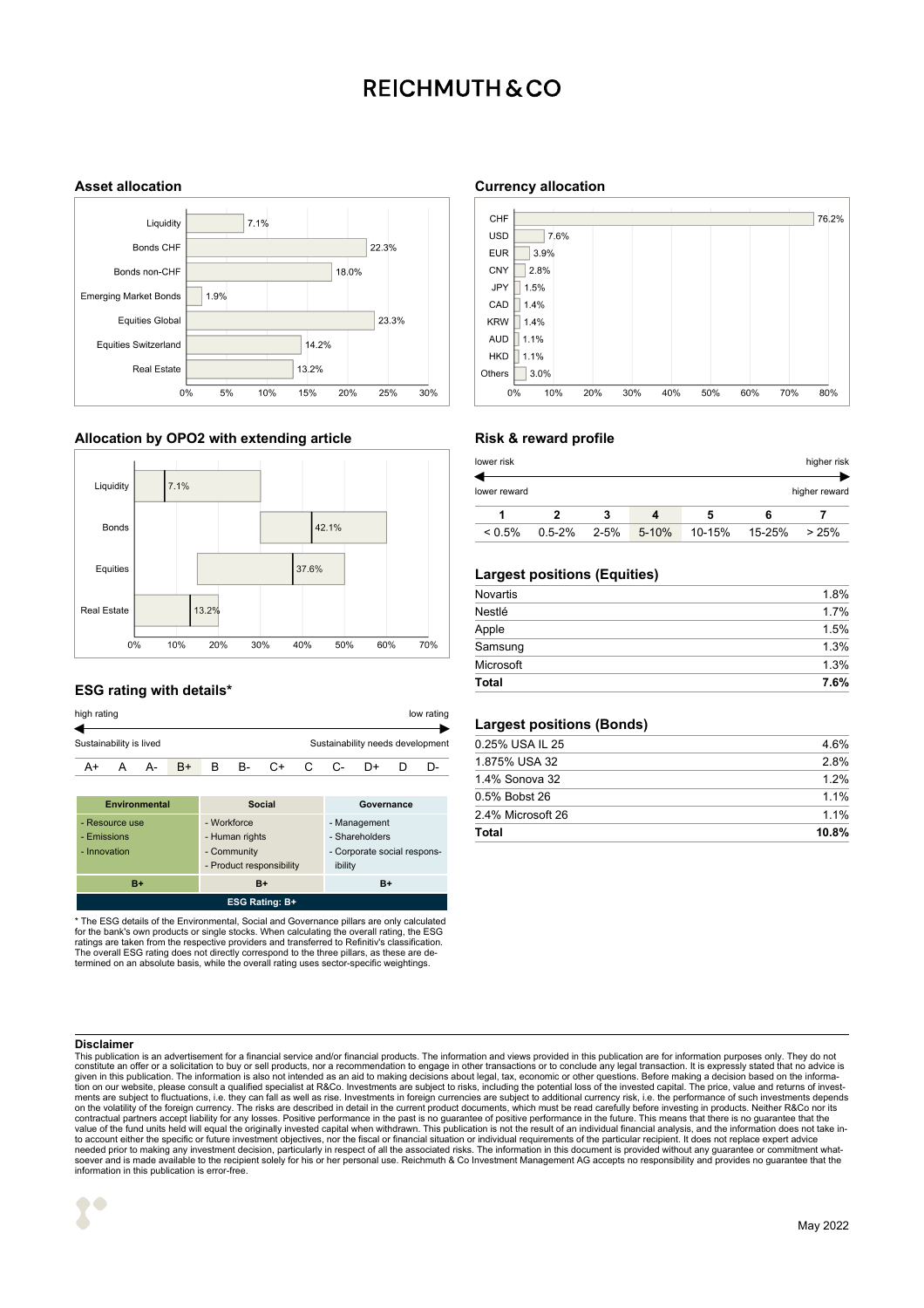REICHMUTH & CO

## Asset allocation

Liquidity 7.1%
Bonds CHF 22.3%
Bonds non-CHF 18.0%
Emerging Market Bonds 1.9%
Equities Global 23.3%
Equities Switzerland 14.2%
Real Estate 13.2%

0% 5% 10% 15% 20% 25% 30%

## Currency allocation

CHF 76.2%
USD 7.6%
EUR 3.9%
CNY 2.8%
JPY 1.5%
CAD 1.4%
KRW 1.4%
AUD 1.1%
HKD 1.1%
Others 3.0%

0% 10% 20% 30% 40% 50% 60% 70% 80%

## Allocation by OPO2 with extending article

Liquidity 7.1%
Bonds 42.1%
Equities 37.6%
Real Estate 13.2%

0% 10% 20% 30% 40% 50% 60% 70%

## Risk & reward profile

lower risk — higher risk

lower reward — higher reward

| 1 | 2 | 3 | 4 | 5 | 6 | 7 |
|---|---|---|---|---|---|---|
| < 0.5% | 0.5-2% | 2-5% | 5-10% | 10-15% | 15-25% | > 25% |

## Largest positions (Equities)

| | |
|---|---|
| Novartis | 1.8% |
| Nestlé | 1.7% |
| Apple | 1.5% |
| Samsung | 1.3% |
| Microsoft | 1.3% |
| **Total** | **7.6%** |

## ESG rating with details*

high rating — low rating

Sustainability is lived — Sustainability needs development

A+ A A- B+ B B- C+ C C- D+ D D-

| Environmental | Social | Governance |
|---|---|---|
| - Resource use<br>- Emissions<br>- Innovation | - Workforce<br>- Human rights<br>- Community<br>- Product responsibility | - Management<br>- Shareholders<br>- Corporate social responsibility |
| B+ | B+ | B+ |
| **ESG Rating: B+** | | |

\* The ESG details of the Environmental, Social and Governance pillars are only calculated for the bank's own products or single stocks. When calculating the overall rating, the ESG ratings are taken from the respective providers and transferred to Refinitiv's classification. The overall ESG rating does not directly correspond to the three pillars, as these are determined on an absolute basis, while the overall rating uses sector-specific weightings.

## Largest positions (Bonds)

| | |
|---|---|
| 0.25% USA IL 25 | 4.6% |
| 1.875% USA 32 | 2.8% |
| 1.4% Sonova 32 | 1.2% |
| 0.5% Bobst 26 | 1.1% |
| 2.4% Microsoft 26 | 1.1% |
| **Total** | **10.8%** |

**Disclaimer**

This publication is an advertisement for a financial service and/or financial products. The information and views provided in this publication are for information purposes only. They do not constitute an offer or a solicitation to buy or sell products, nor a recommendation to engage in other transactions or to conclude any legal transaction. It is expressly stated that no advice is given in this publication. The information is also not intended as an aid to making decisions about legal, tax, economic or other questions. Before making a decision based on the information on our website, please consult a qualified specialist at R&Co. Investments are subject to risks, including the potential loss of the invested capital. The price, value and returns of investments are subject to fluctuations, i.e. they can fall as well as rise. Investments in foreign currencies are subject to additional currency risk, i.e. the performance of such investments depends on the volatility of the foreign currency. The risks are described in detail in the current product documents, which must be read carefully before investing in products. Neither R&Co nor its contractual partners accept liability for any losses. Positive performance in the past is no guarantee of positive performance in the future. This means that there is no guarantee that the value of the fund units held will equal the originally invested capital when withdrawn. This publication is not the result of an individual financial analysis, and the information does not take into account either the specific or future investment objectives, nor the fiscal or financial situation or individual requirements of the particular recipient. It does not replace expert advice needed prior to making any investment decision, particularly in respect of all the associated risks. The information in this document is provided without any guarantee or commitment whatsoever and is made available to the recipient solely for his or her personal use. Reichmuth & Co Investment Management AG accepts no responsibility and provides no guarantee that the information in this publication is error-free.

May 2022